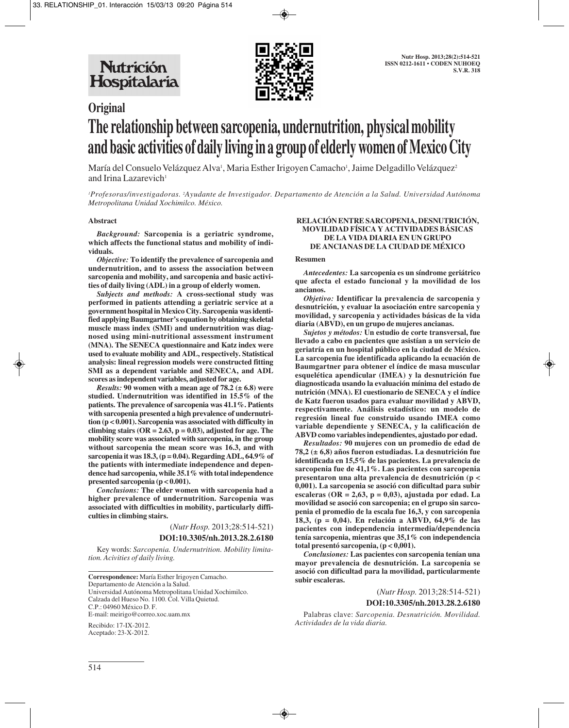# Original

# The relationship between sarcopenia, undernutrition, physical mobility and basic activities of daily living in a group of elderly women of Mexico City

María del Consuelo Velázquez Alva[1], Maria Esther Irigoyen Camacho[1], Jaime Delgadillo Velázquez[2] and Irina Lazarevich[1]

[1]*Profesoras/investigadoras.* [2]*Ayudante de Investigador. Departamento de Atención a la Salud. Universidad Autónoma Metropolitana Unidad Xochimilco. México.*

## Abstract

***Background:*** **Sarcopenia is a geriatric syndrome, which affects the functional status and mobility of individuals.**

***Objective:*** **To identify the prevalence of sarcopenia and undernutrition, and to assess the association between sarcopenia and mobility, and sarcopenia and basic activities of daily living (ADL) in a group of elderly women.**

***Subjects and methods:*** **A cross-sectional study was performed in patients attending a geriatric service at a government hospital in Mexico City. Sarcopenia was identified applying Baumgartner's equation by obtaining skeletal muscle mass index (SMI) and undernutrition was diagnosed using mini-nutritional assessment instrument (MNA). The SENECA questionnaire and Katz index were used to evaluate mobility and ADL, respectively. Statistical analysis: lineal regression models were constructed fitting SMI as a dependent variable and SENECA, and ADL scores as independent variables, adjusted for age.**

***Results:*** **90 women with a mean age of 78.2 (± 6.8) were studied. Undernutrition was identified in 15.5% of the patients. The prevalence of sarcopenia was 41.1%. Patients with sarcopenia presented a high prevalence of undernutrition ($p < 0.001$). Sarcopenia was associated with difficulty in climbing stairs (OR = 2.63, $p = 0.03$), adjusted for age. The mobility score was associated with sarcopenia, in the group without sarcopenia the mean score was 16.3, and with sarcopenia it was 18.3, ($p = 0.04$). Regarding ADL, 64.9% of the patients with intermediate independence and dependence had sarcopenia, while 35.1% with total independence presented sarcopenia ($p < 0.001$).**

***Conclusions:*** **The elder women with sarcopenia had a higher prevalence of undernutrition. Sarcopenia was associated with difficulties in mobility, particularly difficulties in climbing stairs.**

(*Nutr Hosp.* 2013;28:514-521)

**DOI:10.3305/nh.2013.28.2.6180**

Key words: *Sarcopenia. Undernutrition. Mobility limitation. Acivities of daily living.*

## RELACIÓN ENTRE SARCOPENIA, DESNUTRICIÓN, MOVILIDAD FÍSICA Y ACTIVIDADES BÁSICAS DE LA VIDA DIARIA EN UN GRUPO DE ANCIANAS DE LA CIUDAD DE MÉXICO

### Resumen

***Antecedentes:*** **La sarcopenia es un síndrome geriátrico que afecta el estado funcional y la movilidad de los ancianos.**

***Objetivo:*** **Identificar la prevalencia de sarcopenia y desnutrición, y evaluar la asociación entre sarcopenia y movilidad, y sarcopenia y actividades básicas de la vida diaria (ABVD), en un grupo de mujeres ancianas.**

***Sujetos y métodos:*** **Un estudio de corte transversal, fue llevado a cabo en pacientes que asistían a un servicio de geriatría en un hospital público en la ciudad de México. La sarcopenia fue identificada aplicando la ecuación de Baumgartner para obtener el índice de masa muscular esquelética apendicular (IMEA) y la desnutrición fue diagnosticada usando la evaluación mínima del estado de nutrición (MNA). El cuestionario de SENECA y el índice de Katz fueron usados para evaluar movilidad y ABVD, respectivamente. Análisis estadístico: un modelo de regresión lineal fue construido usando IMEA como variable dependiente y SENECA, y la calificación de ABVD como variables independientes, ajustado por edad.**

***Resultados:*** **90 mujeres con un promedio de edad de 78,2 (± 6,8) años fueron estudiadas. La desnutrición fue identificada en 15,5% de las pacientes. La prevalencia de sarcopenia fue de 41,1%. Las pacientes con sarcopenia presentaron una alta prevalencia de desnutrición ($p < 0,001$). La sarcopenia se asoció con dificultad para subir escaleras (OR = 2,63, $p = 0,03$), ajustada por edad. La movilidad se asoció con sarcopenia; en el grupo sin sarcopenia el promedio de la escala fue 16,3, y con sarcopenia 18,3, ($p = 0,04$). En relación a ABVD, 64,9% de las pacientes con independencia intermedia/dependencia tenía sarcopenia, mientras que 35,1% con independencia total presentó sarcopenia, ($p < 0,001$).**

***Conclusiones:*** **Las pacientes con sarcopenia tenían una mayor prevalencia de desnutrición. La sarcopenia se asoció con dificultad para la movilidad, particularmente subir escaleras.**

(*Nutr Hosp.* 2013;28:514-521)

**DOI:10.3305/nh.2013.28.2.6180**

Palabras clave: *Sarcopenia. Desnutrición. Movilidad. Actividades de la vida diaria.*

---

**Correspondence:** María Esther Irigoyen Camacho.
Departamento de Atención a la Salud.
Universidad Autónoma Metropolitana Unidad Xochimilco.
Calzada del Hueso No. 1100. Col. Villa Quietud.
C.P.: 04960 México D. F.
E-mail: meirigo@correo.xoc.uam.mx

Recibido: 17-IX-2012.
Aceptado: 23-X-2012.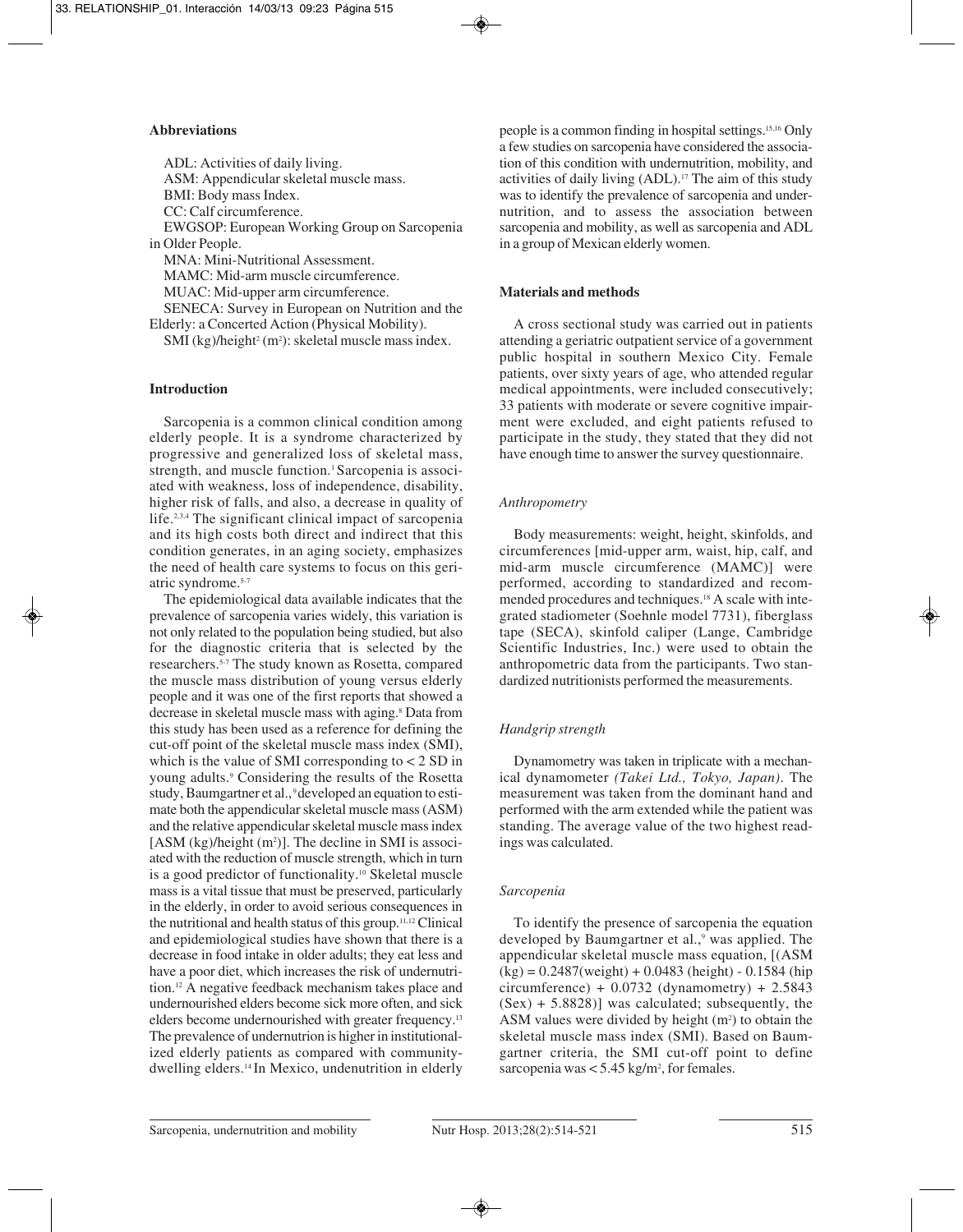### Abbreviations

ADL: Activities of daily living.
ASM: Appendicular skeletal muscle mass.
BMI: Body mass Index.
CC: Calf circumference.
EWGSOP: European Working Group on Sarcopenia in Older People.
MNA: Mini-Nutritional Assessment.
MAMC: Mid-arm muscle circumference.
MUAC: Mid-upper arm circumference.
SENECA: Survey in European on Nutrition and the Elderly: a Concerted Action (Physical Mobility).
SMI (kg)/height$^2$ (m$^2$): skeletal muscle mass index.

### Introduction

Sarcopenia is a common clinical condition among elderly people. It is a syndrome characterized by progressive and generalized loss of skeletal mass, strength, and muscle function.[1] Sarcopenia is associated with weakness, loss of independence, disability, higher risk of falls, and also, a decrease in quality of life.[2,3,4] The significant clinical impact of sarcopenia and its high costs both direct and indirect that this condition generates, in an aging society, emphasizes the need of health care systems to focus on this geriatric syndrome.[5-7]

The epidemiological data available indicates that the prevalence of sarcopenia varies widely, this variation is not only related to the population being studied, but also for the diagnostic criteria that is selected by the researchers.[5-7] The study known as Rosetta, compared the muscle mass distribution of young versus elderly people and it was one of the first reports that showed a decrease in skeletal muscle mass with aging.[8] Data from this study has been used as a reference for defining the cut-off point of the skeletal muscle mass index (SMI), which is the value of SMI corresponding to < 2 SD in young adults.[9] Considering the results of the Rosetta study, Baumgartner et al.,[9] developed an equation to estimate both the appendicular skeletal muscle mass (ASM) and the relative appendicular skeletal muscle mass index [ASM (kg)/height (m$^2$)]. The decline in SMI is associated with the reduction of muscle strength, which in turn is a good predictor of functionality.[10] Skeletal muscle mass is a vital tissue that must be preserved, particularly in the elderly, in order to avoid serious consequences in the nutritional and health status of this group.[11,12] Clinical and epidemiological studies have shown that there is a decrease in food intake in older adults; they eat less and have a poor diet, which increases the risk of undernutrition.[12] A negative feedback mechanism takes place and undernourished elders become sick more often, and sick elders become undernourished with greater frequency.[13] The prevalence of undernutrion is higher in institutionalized elderly patients as compared with community-dwelling elders.[14] In Mexico, undenutrition in elderly people is a common finding in hospital settings.[15,16] Only a few studies on sarcopenia have considered the association of this condition with undernutrition, mobility, and activities of daily living (ADL).[17] The aim of this study was to identify the prevalence of sarcopenia and undernutrition, and to assess the association between sarcopenia and mobility, as well as sarcopenia and ADL in a group of Mexican elderly women.

### Materials and methods

A cross sectional study was carried out in patients attending a geriatric outpatient service of a government public hospital in southern Mexico City. Female patients, over sixty years of age, who attended regular medical appointments, were included consecutively; 33 patients with moderate or severe cognitive impairment were excluded, and eight patients refused to participate in the study, they stated that they did not have enough time to answer the survey questionnaire.

#### *Anthropometry*

Body measurements: weight, height, skinfolds, and circumferences [mid-upper arm, waist, hip, calf, and mid-arm muscle circumference (MAMC)] were performed, according to standardized and recommended procedures and techniques.[18] A scale with integrated stadiometer (Soehnle model 7731), fiberglass tape (SECA), skinfold caliper (Lange, Cambridge Scientific Industries, Inc.) were used to obtain the anthropometric data from the participants. Two standardized nutritionists performed the measurements.

#### *Handgrip strength*

Dynamometry was taken in triplicate with a mechanical dynamometer *(Takei Ltd., Tokyo, Japan)*. The measurement was taken from the dominant hand and performed with the arm extended while the patient was standing. The average value of the two highest readings was calculated.

#### *Sarcopenia*

To identify the presence of sarcopenia the equation developed by Baumgartner et al.,[9] was applied. The appendicular skeletal muscle mass equation, [(ASM (kg) = 0.2487(weight) + 0.0483 (height) - 0.1584 (hip circumference) + 0.0732 (dynamometry) + 2.5843 (Sex) + 5.8828)] was calculated; subsequently, the ASM values were divided by height (m$^2$) to obtain the skeletal muscle mass index (SMI). Based on Baumgartner criteria, the SMI cut-off point to define sarcopenia was < 5.45 kg/m$^2$, for females.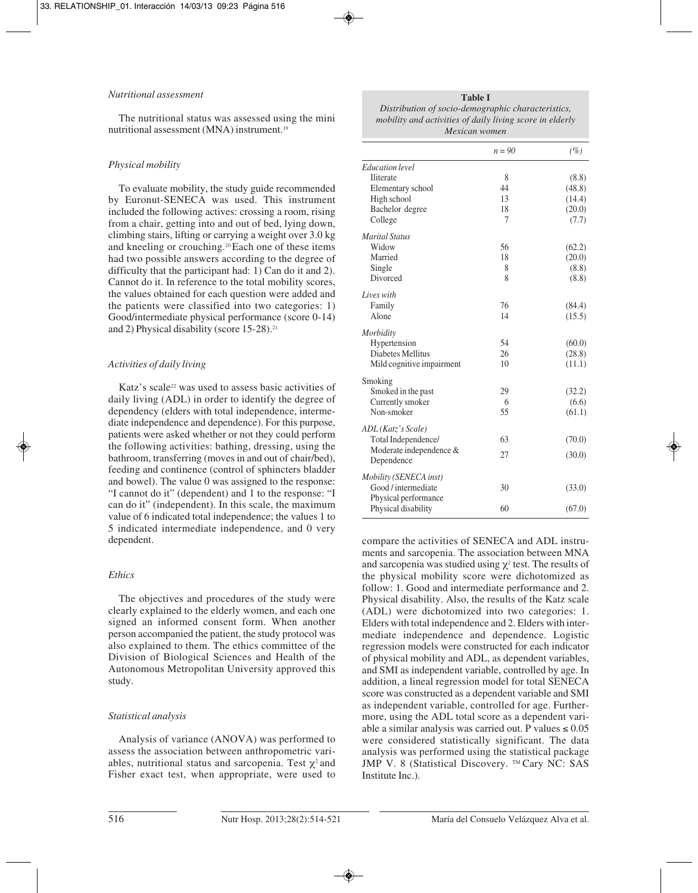### *Nutritional assessment*

The nutritional status was assessed using the mini nutritional assessment (MNA) instrument.[19]

### *Physical mobility*

To evaluate mobility, the study guide recommended by Euronut-SENECA was used. This instrument included the following actives: crossing a room, rising from a chair, getting into and out of bed, lying down, climbing stairs, lifting or carrying a weight over 3.0 kg and kneeling or crouching.[20] Each one of these items had two possible answers according to the degree of difficulty that the participant had: 1) Can do it and 2). Cannot do it. In reference to the total mobility scores, the values obtained for each question were added and the patients were classified into two categories: 1) Good/intermediate physical performance (score 0-14) and 2) Physical disability (score 15-28).[21]

### *Activities of daily living*

Katz's scale[22] was used to assess basic activities of daily living (ADL) in order to identify the degree of dependency (elders with total independence, intermediate independence and dependence). For this purpose, patients were asked whether or not they could perform the following activities: bathing, dressing, using the bathroom, transferring (moves in and out of chair/bed), feeding and continence (control of sphincters bladder and bowel). The value 0 was assigned to the response: "I cannot do it" (dependent) and 1 to the response: "I can do it" (independent). In this scale, the maximum value of 6 indicated total independence; the values 1 to 5 indicated intermediate independence, and 0 very dependent.

### *Ethics*

The objectives and procedures of the study were clearly explained to the elderly women, and each one signed an informed consent form. When another person accompanied the patient, the study protocol was also explained to them. The ethics committee of the Division of Biological Sciences and Health of the Autonomous Metropolitan University approved this study.

### *Statistical analysis*

Analysis of variance (ANOVA) was performed to assess the association between anthropometric variables, nutritional status and sarcopenia. Test $\chi^2$ and Fisher exact test, when appropriate, were used to compare the activities of SENECA and ADL instruments and sarcopenia. The association between MNA and sarcopenia was studied using $\chi^2$ test. The results of the physical mobility score were dichotomized as follow: 1. Good and intermediate performance and 2. Physical disability. Also, the results of the Katz scale (ADL) were dichotomized into two categories: 1. Elders with total independence and 2. Elders with intermediate independence and dependence. Logistic regression models were constructed for each indicator of physical mobility and ADL, as dependent variables, and SMI as independent variable, controlled by age. In addition, a lineal regression model for total SENECA score was constructed as a dependent variable and SMI as independent variable, controlled for age. Furthermore, using the ADL total score as a dependent variable a similar analysis was carried out. P values ≤ 0.05 were considered statistically significant. The data analysis was performed using the statistical package JMP V. 8 (Statistical Discovery. ™ Cary NC: SAS Institute Inc.).

**Table I**
*Distribution of socio-demographic characteristics, mobility and activities of daily living score in elderly Mexican women*

| | *n = 90* | *(%)* |
|---|---|---|
| *Education level* | | |
| Iliterate | 8 | (8.8) |
| Elementary school | 44 | (48.8) |
| High school | 13 | (14.4) |
| Bachelor degree | 18 | (20.0) |
| College | 7 | (7.7) |
| *Marital Status* | | |
| Widow | 56 | (62.2) |
| Married | 18 | (20.0) |
| Single | 8 | (8.8) |
| Divorced | 8 | (8.8) |
| *Lives with* | | |
| Family | 76 | (84.4) |
| Alone | 14 | (15.5) |
| *Morbidity* | | |
| Hypertension | 54 | (60.0) |
| Diabetes Mellitus | 26 | (28.8) |
| Mild cognitive impairment | 10 | (11.1) |
| Smoking | | |
| Smoked in the past | 29 | (32.2) |
| Currently smoker | 6 | (6.6) |
| Non-smoker | 55 | (61.1) |
| *ADL (Katz's Scale)* | | |
| Total Independent/ | 63 | (70.0) |
| Moderate independence & Dependence | 27 | (30.0) |
| *Mobility (SENECA inst)* | | |
| Good / intermediate Physical performance | 30 | (33.0) |
| Physical disability | 60 | (67.0) |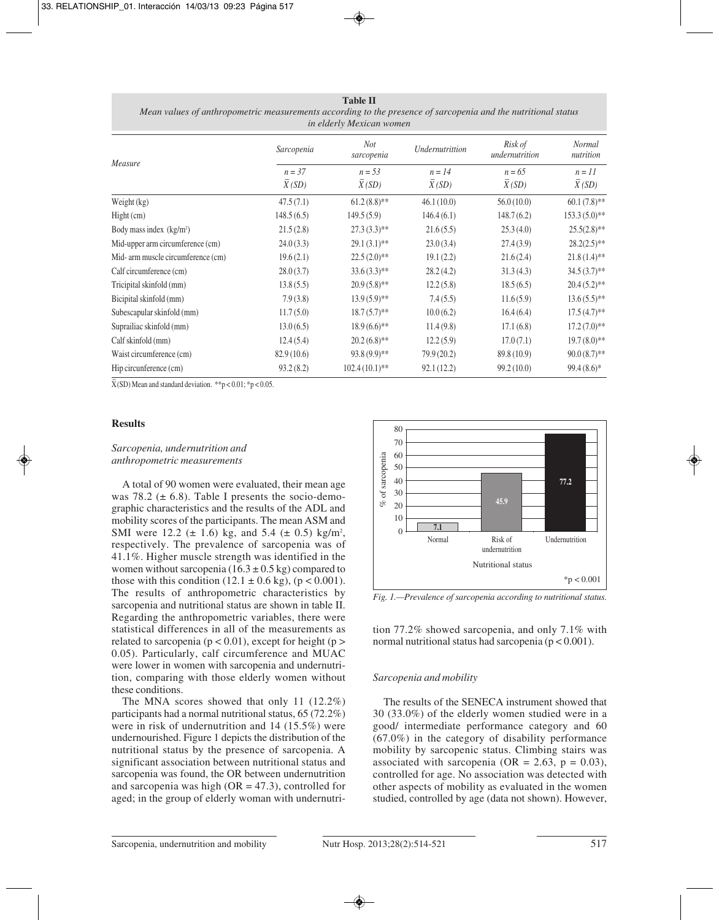**Table II**
*Mean values of anthropometric measurements according to the presence of sarcopenia and the nutritional status in elderly Mexican women*

| Measure | Sarcopenia | Not sarcopenia | Undernutrittion | Risk of undernutrition | Normal nutrition |
|---|---|---|---|---|---|
| | n = 37<br>$\bar{X}$ (SD) | n = 53<br>$\bar{X}$ (SD) | n = 14<br>$\bar{X}$ (SD) | n = 65<br>$\bar{X}$ (SD) | n = 11<br>$\bar{X}$ (SD) |
| Weight (kg) | 47.5 (7.1) | 61.2 (8.8)** | 46.1 (10.0) | 56.0 (10.0) | 60.1 (7.8)** |
| Hight (cm) | 148.5 (6.5) | 149.5 (5.9) | 146.4 (6.1) | 148.7 (6.2) | 153.3 (5.0)** |
| Body mass index (kg/m²) | 21.5 (2.8) | 27.3 (3.3)** | 21.6 (5.5) | 25.3 (4.0) | 25.5(2.8)** |
| Mid-upper arm circumference (cm) | 24.0 (3.3) | 29.1 (3.1)** | 23.0 (3.4) | 27.4 (3.9) | 28.2(2.5)** |
| Mid- arm muscle circumference (cm) | 19.6 (2.1) | 22.5 (2.0)** | 19.1 (2.2) | 21.6 (2.4) | 21.8 (1.4)** |
| Calf circumference (cm) | 28.0 (3.7) | 33.6 (3.3)** | 28.2 (4.2) | 31.3 (4.3) | 34.5 (3.7)** |
| Tricipital skinfold (mm) | 13.8 (5.5) | 20.9 (5.8)** | 12.2 (5.8) | 18.5 (6.5) | 20.4 (5.2)** |
| Bicipital skinfold (mm) | 7.9 (3.8) | 13.9 (5.9)** | 7.4 (5.5) | 11.6 (5.9) | 13.6 (5.5)** |
| Subescapular skinfold (mm) | 11.7 (5.0) | 18.7 (5.7)** | 10.0 (6.2) | 16.4 (6.4) | 17.5 (4.7)** |
| Suprailiac skinfold (mm) | 13.0 (6.5) | 18.9 (6.6)** | 11.4 (9.8) | 17.1 (6.8) | 17.2 (7.0)** |
| Calf skinfold (mm) | 12.4 (5.4) | 20.2 (6.8)** | 12.2 (5.9) | 17.0 (7.1) | 19.7 (8.0)** |
| Waist circumference (cm) | 82.9 (10.6) | 93.8 (9.9)** | 79.9 (20.2) | 89.8 (10.9) | 90.0 (8.7)** |
| Hip circunference (cm) | 93.2 (8.2) | 102.4 (10.1)** | 92.1 (12.2) | 99.2 (10.0) | 99.4 (8.6)* |

$\bar{X}$(SD) Mean and standard deviation. **$p < 0.01$; *$p < 0.05$.

## Results

### *Sarcopenia, undernutrition and anthropometric measurements*

A total of 90 women were evaluated, their mean age was 78.2 (± 6.8). Table I presents the socio-demographic characteristics and the results of the ADL and mobility scores of the participants. The mean ASM and SMI were 12.2 (± 1.6) kg, and 5.4 (± 0.5) kg/m², respectively. The prevalence of sarcopenia was of 41.1%. Higher muscle strength was identified in the women without sarcopenia (16.3 ± 0.5 kg) compared to those with this condition (12.1 ± 0.6 kg), ($p < 0.001$). The results of anthropometric characteristics by sarcopenia and nutritional status are shown in table II. Regarding the anthropometric variables, there were statistical differences in all of the measurements as related to sarcopenia ($p < 0.01$), except for height ($p > 0.05$). Particularly, calf circumference and MUAC were lower in women with sarcopenia and undernutrition, comparing with those elderly women without these conditions.

The MNA scores showed that only 11 (12.2%) participants had a normal nutritional status, 65 (72.2%) were in risk of undernutrition and 14 (15.5%) were undernourished. Figure 1 depicts the distribution of the nutritional status by the presence of sarcopenia. A significant association between nutritional status and sarcopenia was found, the OR between undernutrition and sarcopenia was high (OR = 47.3), controlled for aged; in the group of elderly woman with undernutrition 77.2% showed sarcopenia, and only 7.1% with normal nutritional status had sarcopenia ($p < 0.001$).

| Nutritional status | % of sarcopenia |
|---|---|
| Normal | 7.1 |
| Risk of undernutrition | 45.9 |
| Undernutrition | 77.2 |

*$p < 0.001$

*Fig. 1.—Prevalence of sarcopenia according to nutritional status.*

### *Sarcopenia and mobility*

The results of the SENECA instrument showed that 30 (33.0%) of the elderly women studied were in a good/ intermediate performance category and 60 (67.0%) in the category of disability performance mobility by sarcopenic status. Climbing stairs was associated with sarcopenia (OR = 2.63, $p = 0.03$), controlled for age. No association was detected with other aspects of mobility as evaluated in the women studied, controlled by age (data not shown). However,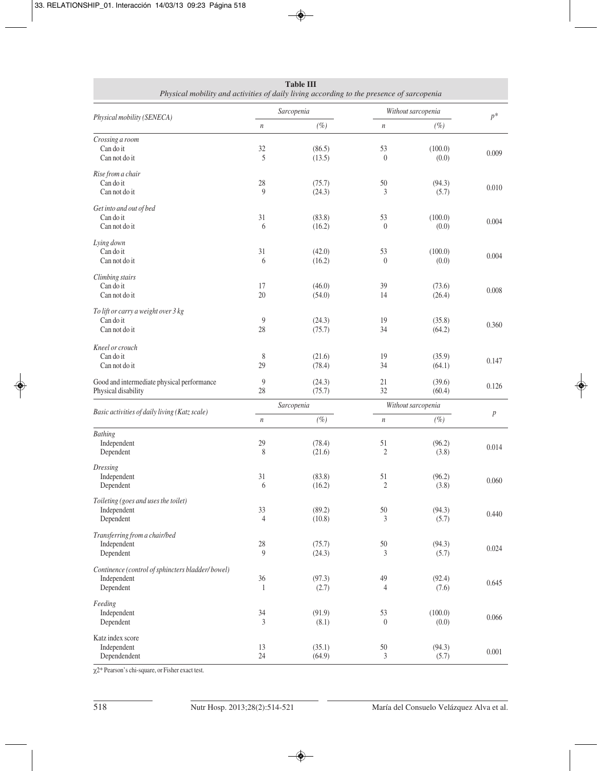**Table III**
*Physical mobility and activities of daily living according to the presence of sarcopenia*

| *Physical mobility (SENECA)* | *Sarcopenia* | | *Without sarcopenia* | | $p^*$ |
|---|---|---|---|---|---|
| | *n* | *(%)* | *n* | *(%)* | |
| *Crossing a room* | | | | | |
| Can do it | 32 | (86.5) | 53 | (100.0) | 0.009 |
| Can not do it | 5 | (13.5) | 0 | (0.0) | |
| *Rise from a chair* | | | | | |
| Can do it | 28 | (75.7) | 50 | (94.3) | 0.010 |
| Can not do it | 9 | (24.3) | 3 | (5.7) | |
| *Get into and out of bed* | | | | | |
| Can do it | 31 | (83.8) | 53 | (100.0) | 0.004 |
| Can not do it | 6 | (16.2) | 0 | (0.0) | |
| *Lying down* | | | | | |
| Can do it | 31 | (42.0) | 53 | (100.0) | 0.004 |
| Can not do it | 6 | (16.2) | 0 | (0.0) | |
| *Climbing stairs* | | | | | |
| Can do it | 17 | (46.0) | 39 | (73.6) | 0.008 |
| Can not do it | 20 | (54.0) | 14 | (26.4) | |
| *To lift or carry a weight over 3 kg* | | | | | |
| Can do it | 9 | (24.3) | 19 | (35.8) | 0.360 |
| Can not do it | 28 | (75.7) | 34 | (64.2) | |
| *Kneel or crouch* | | | | | |
| Can do it | 8 | (21.6) | 19 | (35.9) | 0.147 |
| Can not do it | 29 | (78.4) | 34 | (64.1) | |
| Good and intermediate physical performance | 9 | (24.3) | 21 | (39.6) | 0.126 |
| Physical disability | 28 | (75.7) | 32 | (60.4) | |

| *Basic activities of daily living (Katz scale)* | *Sarcopenia* | | *Without sarcopenia* | | *p* |
|---|---|---|---|---|---|
| | *n* | *(%)* | *n* | *(%)* | |
| *Bathing* | | | | | |
| Independent | 29 | (78.4) | 51 | (96.2) | 0.014 |
| Dependent | 8 | (21.6) | 2 | (3.8) | |
| *Dressing* | | | | | |
| Independent | 31 | (83.8) | 51 | (96.2) | 0.060 |
| Dependent | 6 | (16.2) | 2 | (3.8) | |
| *Toileting (goes and uses the toilet)* | | | | | |
| Independent | 33 | (89.2) | 50 | (94.3) | 0.440 |
| Dependent | 4 | (10.8) | 3 | (5.7) | |
| *Transferring from a chair/bed* | | | | | |
| Independent | 28 | (75.7) | 50 | (94.3) | 0.024 |
| Dependent | 9 | (24.3) | 3 | (5.7) | |
| *Continence (control of sphincters bladder/ bowel)* | | | | | |
| Independent | 36 | (97.3) | 49 | (92.4) | 0.645 |
| Dependent | 1 | (2.7) | 4 | (7.6) | |
| *Feeding* | | | | | |
| Independent | 34 | (91.9) | 53 | (100.0) | 0.066 |
| Dependent | 3 | (8.1) | 0 | (0.0) | |
| Katz index score | | | | | |
| Independent | 13 | (35.1) | 50 | (94.3) | 0.001 |
| Dependendent | 24 | (64.9) | 3 | (5.7) | |

$\chi 2^*$ Pearson's chi-square, or Fisher exact test.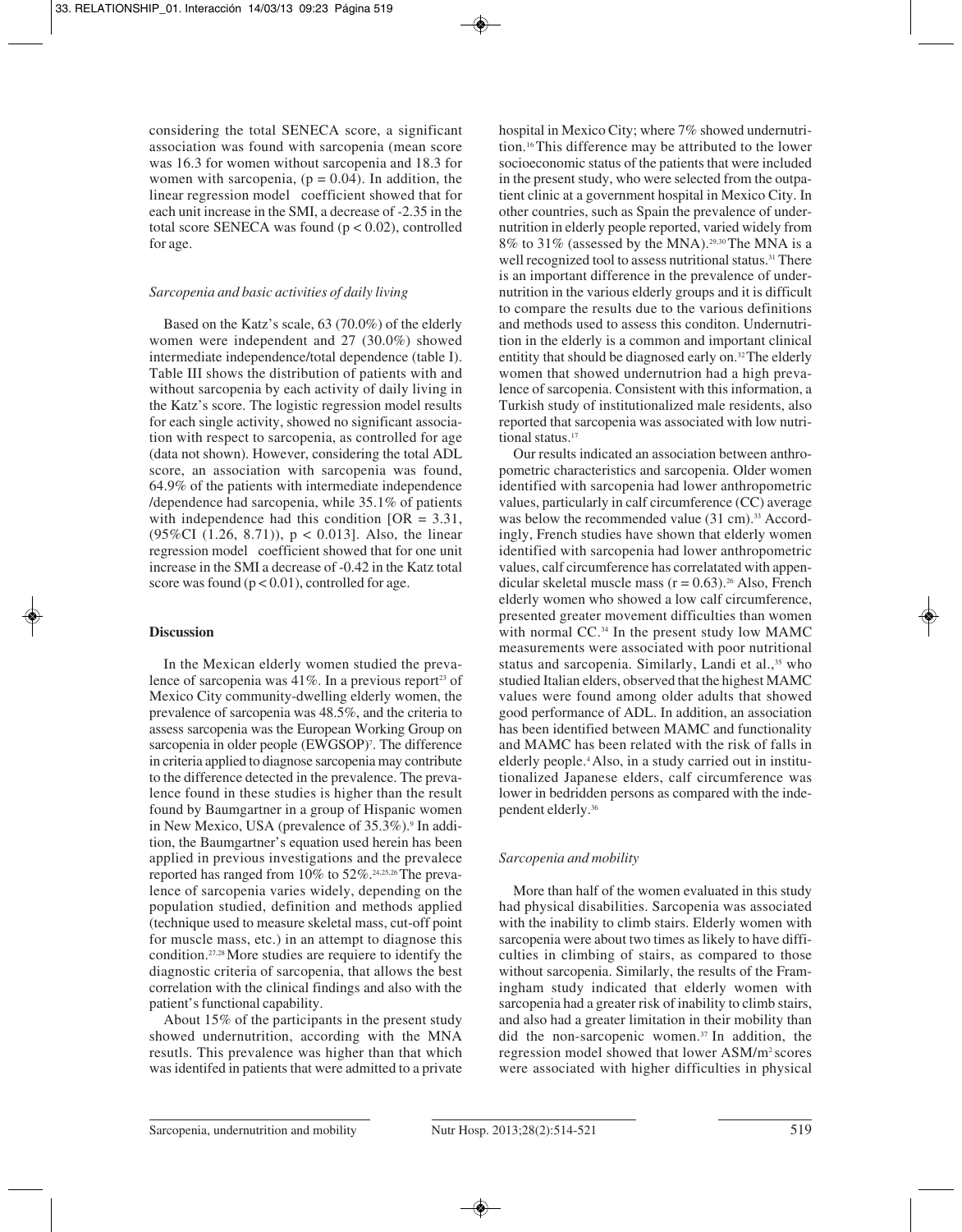considering the total SENECA score, a significant association was found with sarcopenia (mean score was 16.3 for women without sarcopenia and 18.3 for women with sarcopenia, ($p = 0.04$). In addition, the linear regression model coefficient showed that for each unit increase in the SMI, a decrease of -2.35 in the total score SENECA was found ($p < 0.02$), controlled for age.

### *Sarcopenia and basic activities of daily living*

Based on the Katz's scale, 63 (70.0%) of the elderly women were independent and 27 (30.0%) showed intermediate independence/total dependence (table I). Table III shows the distribution of patients with and without sarcopenia by each activity of daily living in the Katz's score. The logistic regression model results for each single activity, showed no significant association with respect to sarcopenia, as controlled for age (data not shown). However, considering the total ADL score, an association with sarcopenia was found, 64.9% of the patients with intermediate independence /dependence had sarcopenia, while 35.1% of patients with independence had this condition [OR = 3.31, (95%CI (1.26, 8.71)), $p < 0.013$]. Also, the linear regression model coefficient showed that for one unit increase in the SMI a decrease of -0.42 in the Katz total score was found ($p < 0.01$), controlled for age.

## **Discussion**

In the Mexican elderly women studied the prevalence of sarcopenia was 41%. In a previous report[23] of Mexico City community-dwelling elderly women, the prevalence of sarcopenia was 48.5%, and the criteria to assess sarcopenia was the European Working Group on sarcopenia in older people (EWGSOP)[7]. The difference in criteria applied to diagnose sarcopenia may contribute to the difference detected in the prevalence. The prevalence found in these studies is higher than the result found by Baumgartner in a group of Hispanic women in New Mexico, USA (prevalence of 35.3%).[9] In addition, the Baumgartner's equation used herein has been applied in previous investigations and the prevalece reported has ranged from 10% to 52%.[24,25,26] The prevalence of sarcopenia varies widely, depending on the population studied, definition and methods applied (technique used to measure skeletal mass, cut-off point for muscle mass, etc.) in an attempt to diagnose this condition.[27,28] More studies are requiere to identify the diagnostic criteria of sarcopenia, that allows the best correlation with the clinical findings and also with the patient's functional capability.

About 15% of the participants in the present study showed undernutrition, according with the MNA resutls. This prevalence was higher than that which was identifed in patients that were admitted to a private hospital in Mexico City; where 7% showed undernutrition.[16] This difference may be attributed to the lower socioeconomic status of the patients that were included in the present study, who were selected from the outpatient clinic at a government hospital in Mexico City. In other countries, such as Spain the prevalence of undernutrition in elderly people reported, varied widely from 8% to 31% (assessed by the MNA).[29,30] The MNA is a well recognized tool to assess nutritional status.[31] There is an important difference in the prevalence of undernutrition in the various elderly groups and it is difficult to compare the results due to the various definitions and methods used to assess this conditon. Undernutrition in the elderly is a common and important clinical entity that should be diagnosed early on.[32] The elderly women that showed undernutrion had a high prevalence of sarcopenia. Consistent with this information, a Turkish study of institutionalized male residents, also reported that sarcopenia was associated with low nutritional status.[17]

Our results indicated an association between anthropometric characteristics and sarcopenia. Older women identified with sarcopenia had lower anthropometric values, particularly in calf circumference (CC) average was below the recommended value (31 cm).[33] Accordingly, French studies have shown that elderly women identified with sarcopenia had lower anthropometric values, calf circumference has correlatated with appendicular skeletal muscle mass ($r = 0.63$).[26] Also, French elderly women who showed a low calf circumference, presented greater movement difficulties than women with normal CC.[34] In the present study low MAMC measurements were associated with poor nutritional status and sarcopenia. Similarly, Landi et al.,[35] who studied Italian elders, observed that the highest MAMC values were found among older adults that showed good performance of ADL. In addition, an association has been identified between MAMC and functionality and MAMC has been related with the risk of falls in elderly people.[4] Also, in a study carried out in institutionalized Japanese elders, calf circumference was lower in bedridden persons as compared with the independent elderly.[36]

### *Sarcopenia and mobility*

More than half of the women evaluated in this study had physical disabilities. Sarcopenia was associated with the inability to climb stairs. Elderly women with sarcopenia were about two times as likely to have difficulties in climbing of stairs, as compared to those without sarcopenia. Similarly, the results of the Framingham study indicated that elderly women with sarcopenia had a greater risk of inability to climb stairs, and also had a greater limitation in their mobility than did the non-sarcopenic women.[37] In addition, the regression model showed that lower $ASM/m^2$ scores were associated with higher difficulties in physical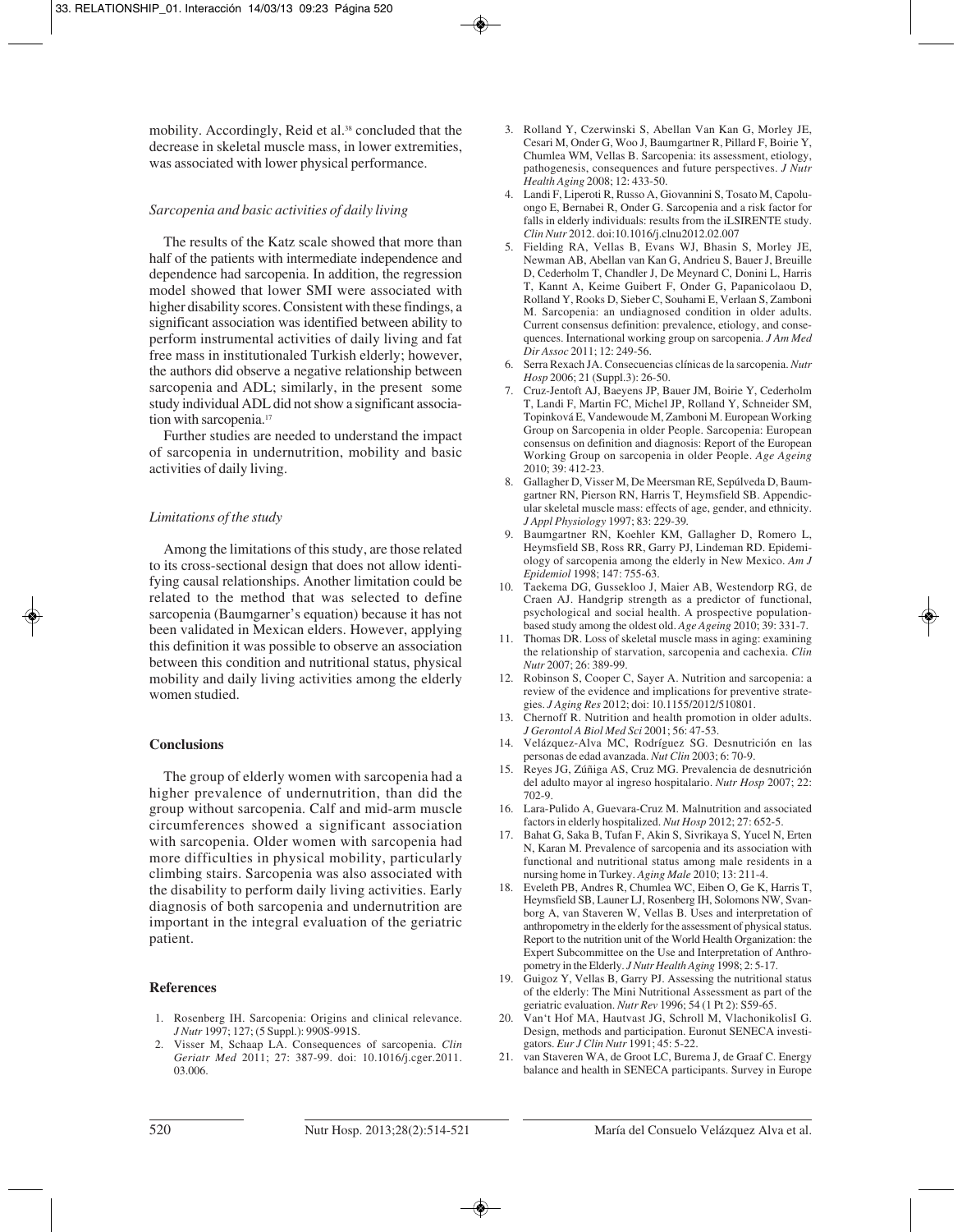mobility. Accordingly, Reid et al.[38] concluded that the decrease in skeletal muscle mass, in lower extremities, was associated with lower physical performance.

### *Sarcopenia and basic activities of daily living*

The results of the Katz scale showed that more than half of the patients with intermediate independence and dependence had sarcopenia. In addition, the regression model showed that lower SMI were associated with higher disability scores. Consistent with these findings, a significant association was identified between ability to perform instrumental activities of daily living and fat free mass in institutionaled Turkish elderly; however, the authors did observe a negative relationship between sarcopenia and ADL; similarly, in the present some study individual ADL did not show a significant association with sarcopenia.[17]

Further studies are needed to understand the impact of sarcopenia in undernutrition, mobility and basic activities of daily living.

### *Limitations of the study*

Among the limitations of this study, are those related to its cross-sectional design that does not allow identifying causal relationships. Another limitation could be related to the method that was selected to define sarcopenia (Baumgarner's equation) because it has not been validated in Mexican elders. However, applying this definition it was possible to observe an association between this condition and nutritional status, physical mobility and daily living activities among the elderly women studied.

## Conclusions

The group of elderly women with sarcopenia had a higher prevalence of undernutrition, than did the group without sarcopenia. Calf and mid-arm muscle circumferences showed a significant association with sarcopenia. Older women with sarcopenia had more difficulties in physical mobility, particularly climbing stairs. Sarcopenia was also associated with the disability to perform daily living activities. Early diagnosis of both sarcopenia and undernutrition are important in the integral evaluation of the geriatric patient.

## References

1. Rosenberg IH. Sarcopenia: Origins and clinical relevance. *J Nutr* 1997; 127; (5 Suppl.): 990S-991S.
2. Visser M, Schaap LA. Consequences of sarcopenia. *Clin Geriatr Med* 2011; 27: 387-99. doi: 10.1016/j.cger.2011.03.006.
3. Rolland Y, Czerwinski S, Abellan Van Kan G, Morley JE, Cesari M, Onder G, Woo J, Baumgartner R, Pillard F, Boirie Y, Chumlea WM, Vellas B. Sarcopenia: its assessment, etiology, pathogenesis, consequences and future perspectives. *J Nutr Health Aging* 2008; 12: 433-50.
4. Landi F, Liperoti R, Russo A, Giovannini S, Tosato M, Capoluongo E, Bernabei R, Onder G. Sarcopenia and a risk factor for falls in elderly individuals: results from the iLSIRENTE study. *Clin Nutr* 2012. doi:10.1016/j.clnu2012.02.007
5. Fielding RA, Vellas B, Evans WJ, Bhasin S, Morley JE, Newman AB, Abellan van Kan G, Andrieu S, Bauer J, Breuille D, Cederholm T, Chandler J, De Meynard C, Donini L, Harris T, Kannt A, Keime Guibert F, Onder G, Papanicolaou D, Rolland Y, Rooks D, Sieber C, Souhami E, Verlaan S, Zamboni M. Sarcopenia: an undiagnosed condition in older adults. Current consensus definition: prevalence, etiology, and consequences. International working group on sarcopenia. *J Am Med Dir Assoc* 2011; 12: 249-56.
6. Serra Rexach JA. Consecuencias clínicas de la sarcopenia. *Nutr Hosp* 2006; 21 (Suppl.3): 26-50.
7. Cruz-Jentoft AJ, Baeyens JP, Bauer JM, Boirie Y, Cederholm T, Landi F, Martin FC, Michel JP, Rolland Y, Schneider SM, Topinková E, Vandewoude M, Zamboni M. European Working Group on Sarcopenia in older People. Sarcopenia: European consensus on definition and diagnosis: Report of the European Working Group on sarcopenia in older People. *Age Ageing* 2010; 39: 412-23.
8. Gallagher D, Visser M, De Meersman RE, Sepúlveda D, Baumgartner RN, Pierson RN, Harris T, Heymsfield SB. Appendicular skeletal muscle mass: effects of age, gender, and ethnicity. *J Appl Physiology* 1997; 83: 229-39.
9. Baumgartner RN, Koehler KM, Gallagher D, Romero L, Heymsfield SB, Ross RR, Garry PJ, Lindeman RD. Epidemiology of sarcopenia among the elderly in New Mexico. *Am J Epidemiol* 1998; 147: 755-63.
10. Taekema DG, Gussekloo J, Maier AB, Westendorp RG, de Craen AJ. Handgrip strength as a predictor of functional, psychological and social health. A prospective population-based study among the oldest old. *Age Ageing* 2010; 39: 331-7.
11. Thomas DR. Loss of skeletal muscle mass in aging: examining the relationship of starvation, sarcopenia and cachexia. *Clin Nutr* 2007; 26: 389-99.
12. Robinson S, Cooper C, Sayer A. Nutrition and sarcopenia: a review of the evidence and implications for preventive strategies. *J Aging Res* 2012; doi: 10.1155/2012/510801.
13. Chernoff R. Nutrition and health promotion in older adults. *J Gerontol A Biol Med Sci* 2001; 56: 47-53.
14. Velázquez-Alva MC, Rodríguez SG. Desnutrición en las personas de edad avanzada. *Nut Clin* 2003; 6: 70-9.
15. Reyes JG, Zúñiga AS, Cruz MG. Prevalencia de desnutrición del adulto mayor al ingreso hospitalario. *Nutr Hosp* 2007; 22: 702-9.
16. Lara-Pulido A, Guevara-Cruz M. Malnutrition and associated factors in elderly hospitalized. *Nut Hosp* 2012; 27: 652-5.
17. Bahat G, Saka B, Tufan F, Akin S, Sivrikaya S, Yucel N, Erten N, Karan M. Prevalence of sarcopenia and its association with functional and nutritional status among male residents in a nursing home in Turkey. *Aging Male* 2010; 13: 211-4.
18. Eveleth PB, Andres R, Chumlea WC, Eiben O, Ge K, Harris T, Heymsfield SB, Launer LJ, Rosenberg IH, Solomons NW, Svanborg A, van Staveren W, Vellas B. Uses and interpretation of anthropometry in the elderly for the assessment of physical status. Report to the nutrition unit of the World Health Organization: the Expert Subcommittee on the Use and Interpretation of Anthropometry in the Elderly. *J Nutr Health Aging* 1998; 2: 5-17.
19. Guigoz Y, Vellas B, Garry PJ. Assessing the nutritional status of the elderly: The Mini Nutritional Assessment as part of the geriatric evaluation. *Nutr Rev* 1996; 54 (1 Pt 2): S59-65.
20. Van't Hof MA, Hautvast JG, Schroll M, VlachonikolisI G. Design, methods and participation. Euronut SENECA investigators. *Eur J Clin Nutr* 1991; 45: 5-22.
21. van Staveren WA, de Groot LC, Burema J, de Graaf C. Energy balance and health in SENECA participants. Survey in Europe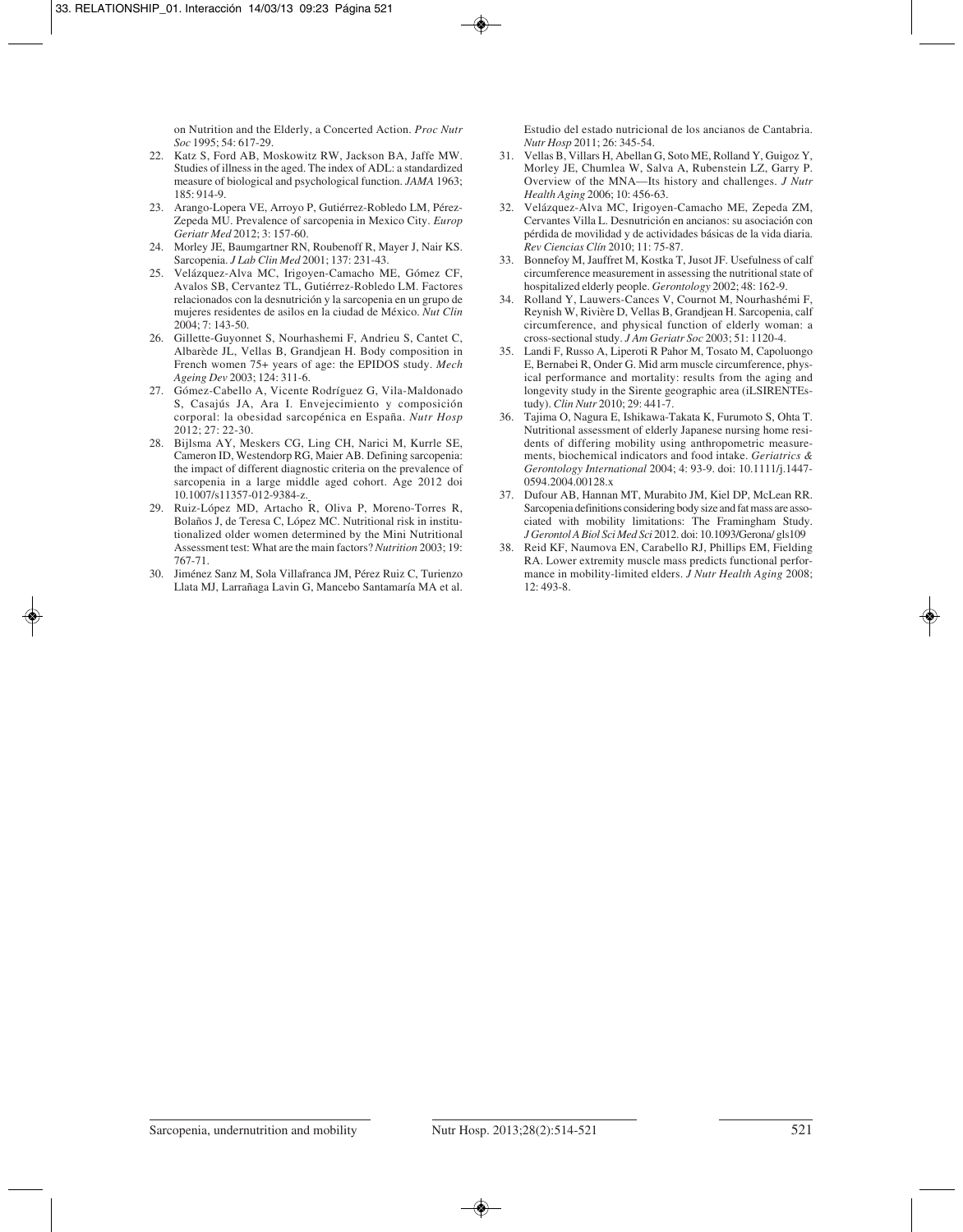on Nutrition and the Elderly, a Concerted Action. *Proc Nutr Soc* 1995; 54: 617-29.

22. Katz S, Ford AB, Moskowitz RW, Jackson BA, Jaffe MW. Studies of illness in the aged. The index of ADL: a standardized measure of biological and psychological function. *JAMA* 1963; 185: 914-9.
23. Arango-Lopera VE, Arroyo P, Gutiérrez-Robledo LM, Pérez-Zepeda MU. Prevalence of sarcopenia in Mexico City. *Europ Geriatr Med* 2012; 3: 157-60.
24. Morley JE, Baumgartner RN, Roubenoff R, Mayer J, Nair KS. Sarcopenia. *J Lab Clin Med* 2001; 137: 231-43.
25. Velázquez-Alva MC, Irigoyen-Camacho ME, Gómez CF, Avalos SB, Cervantez TL, Gutiérrez-Robledo LM. Factores relacionados con la desnutrición y la sarcopenia en un grupo de mujeres residentes de asilos en la ciudad de México. *Nut Clin* 2004; 7: 143-50.
26. Gillette-Guyonnet S, Nourhashemi F, Andrieu S, Cantet C, Albarède JL, Vellas B, Grandjean H. Body composition in French women 75+ years of age: the EPIDOS study. *Mech Ageing Dev* 2003; 124: 311-6.
27. Gómez-Cabello A, Vicente Rodríguez G, Vila-Maldonado S, Casajús JA, Ara I. Envejecimiento y composición corporal: la obesidad sarcopénica en España. *Nutr Hosp* 2012; 27: 22-30.
28. Bijlsma AY, Meskers CG, Ling CH, Narici M, Kurrle SE, Cameron ID, Westendorp RG, Maier AB. Defining sarcopenia: the impact of different diagnostic criteria on the prevalence of sarcopenia in a large middle aged cohort. Age 2012 doi 10.1007/s11357-012-9384-z.
29. Ruiz-López MD, Artacho R, Oliva P, Moreno-Torres R, Bolaños J, de Teresa C, López MC. Nutritional risk in institutionalized older women determined by the Mini Nutritional Assessment test: What are the main factors? *Nutrition* 2003; 19: 767-71.
30. Jiménez Sanz M, Sola Villafranca JM, Pérez Ruiz C, Turienzo Llata MJ, Larrañaga Lavin G, Mancebo Santamaría MA et al. Estudio del estado nutricional de los ancianos de Cantabria. *Nutr Hosp* 2011; 26: 345-54.
31. Vellas B, Villars H, Abellan G, Soto ME, Rolland Y, Guigoz Y, Morley JE, Chumlea W, Salva A, Rubenstein LZ, Garry P. Overview of the MNA—Its history and challenges. *J Nutr Health Aging* 2006; 10: 456-63.
32. Velázquez-Alva MC, Irigoyen-Camacho ME, Zepeda ZM, Cervantes Villa L. Desnutrición en ancianos: su asociación con pérdida de movilidad y de actividades básicas de la vida diaria. *Rev Ciencias Clín* 2010; 11: 75-87.
33. Bonnefoy M, Jauffret M, Kostka T, Jusot JF. Usefulness of calf circumference measurement in assessing the nutritional state of hospitalized elderly people. *Gerontology* 2002; 48: 162-9.
34. Rolland Y, Lauwers-Cances V, Cournot M, Nourhashémi F, Reynish W, Rivière D, Vellas B, Grandjean H. Sarcopenia, calf circumference, and physical function of elderly woman: a cross-sectional study. *J Am Geriatr Soc* 2003; 51: 1120-4.
35. Landi F, Russo A, Liperoti R Pahor M, Tosato M, Capoluongo E, Bernabei R, Onder G. Mid arm muscle circumference, physical performance and mortality: results from the aging and longevity study in the Sirente geographic area (iLSIRENTEstudy). *Clin Nutr* 2010; 29: 441-7.
36. Tajima O, Nagura E, Ishikawa-Takata K, Furumoto S, Ohta T. Nutritional assessment of elderly Japanese nursing home residents of differing mobility using anthropometric measurements, biochemical indicators and food intake. *Geriatrics & Gerontology International* 2004; 4: 93-9. doi: 10.1111/j.1447-0594.2004.00128.x
37. Dufour AB, Hannan MT, Murabito JM, Kiel DP, McLean RR. Sarcopenia definitions considering body size and fat mass are associated with mobility limitations: The Framingham Study. *J Gerontol A Biol Sci Med Sci* 2012. doi: 10.1093/Gerona/ gls109
38. Reid KF, Naumova EN, Carabello RJ, Phillips EM, Fielding RA. Lower extremity muscle mass predicts functional performance in mobility-limited elders. *J Nutr Health Aging* 2008; 12: 493-8.